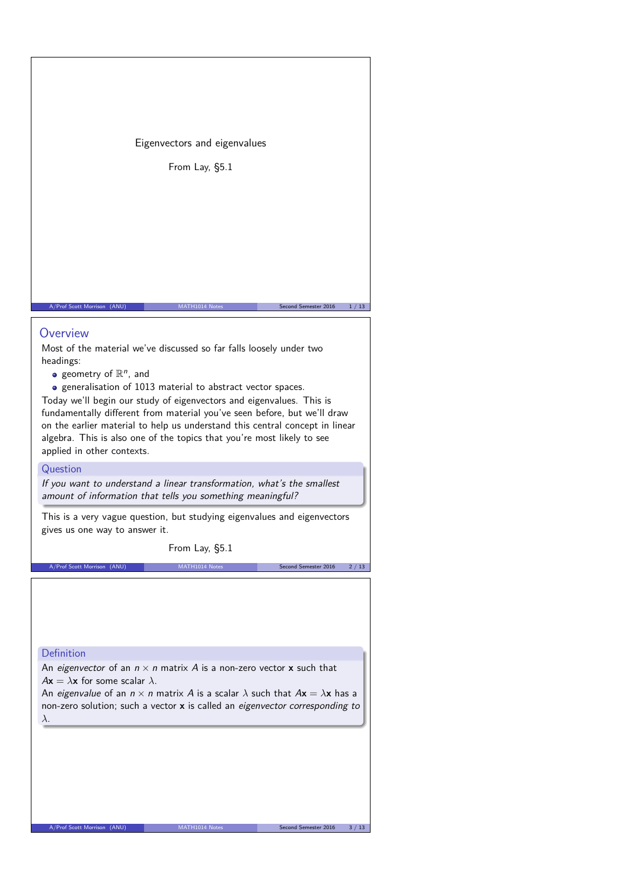# Eigenvectors and eigenvalues

From Lay, §5.1

## Overview

Most of the material we've discussed so far falls loosely under two headings:

- geometry of $\mathbb{R}^n$, and
- generalisation of 1013 material to abstract vector spaces.

Today we'll begin our study of eigenvectors and eigenvalues. This is fundamentally different from material you've seen before, but we'll draw on the earlier material to help us understand this central concept in linear algebra. This is also one of the topics that you're most likely to see applied in other contexts.

**Question**

*If you want to understand a linear transformation, what's the smallest amount of information that tells you something meaningful?*

This is a very vague question, but studying eigenvalues and eigenvectors gives us one way to answer it.

From Lay, §5.1

**Definition**

An *eigenvector* of an $n \times n$ matrix $A$ is a non-zero vector $\mathbf{x}$ such that $A\mathbf{x} = \lambda\mathbf{x}$ for some scalar $\lambda$.

An *eigenvalue* of an $n \times n$ matrix $A$ is a scalar $\lambda$ such that $A\mathbf{x} = \lambda\mathbf{x}$ has a non-zero solution; such a vector $\mathbf{x}$ is called an *eigenvector corresponding to* $\lambda$.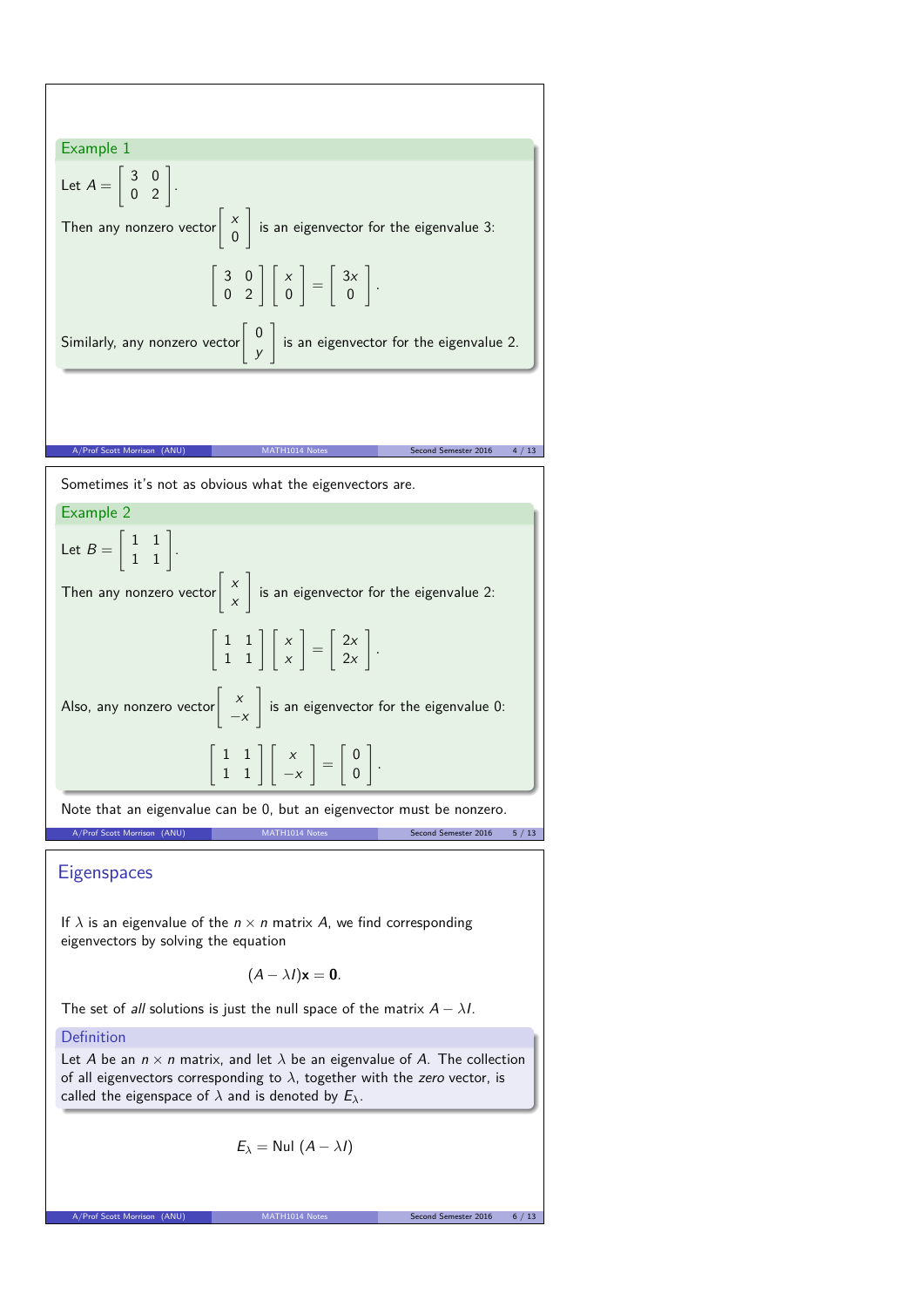### Example 1

Let $A = \begin{bmatrix} 3 & 0 \\ 0 & 2 \end{bmatrix}$.

Then any nonzero vector $\begin{bmatrix} x \\ 0 \end{bmatrix}$ is an eigenvector for the eigenvalue 3:

$$\begin{bmatrix} 3 & 0 \\ 0 & 2 \end{bmatrix} \begin{bmatrix} x \\ 0 \end{bmatrix} = \begin{bmatrix} 3x \\ 0 \end{bmatrix}.$$

Similarly, any nonzero vector $\begin{bmatrix} 0 \\ y \end{bmatrix}$ is an eigenvector for the eigenvalue 2.

Sometimes it's not as obvious what the eigenvectors are.

### Example 2

Let $B = \begin{bmatrix} 1 & 1 \\ 1 & 1 \end{bmatrix}$.

Then any nonzero vector $\begin{bmatrix} x \\ x \end{bmatrix}$ is an eigenvector for the eigenvalue 2:

$$\begin{bmatrix} 1 & 1 \\ 1 & 1 \end{bmatrix} \begin{bmatrix} x \\ x \end{bmatrix} = \begin{bmatrix} 2x \\ 2x \end{bmatrix}.$$

Also, any nonzero vector $\begin{bmatrix} x \\ -x \end{bmatrix}$ is an eigenvector for the eigenvalue 0:

$$\begin{bmatrix} 1 & 1 \\ 1 & 1 \end{bmatrix} \begin{bmatrix} x \\ -x \end{bmatrix} = \begin{bmatrix} 0 \\ 0 \end{bmatrix}.$$

Note that an eigenvalue can be 0, but an eigenvector must be nonzero.

## Eigenspaces

If $\lambda$ is an eigenvalue of the $n \times n$ matrix $A$, we find corresponding eigenvectors by solving the equation

$$(A - \lambda I)\mathbf{x} = \mathbf{0}.$$

The set of *all* solutions is just the null space of the matrix $A - \lambda I$.

### Definition

Let $A$ be an $n \times n$ matrix, and let $\lambda$ be an eigenvalue of $A$. The collection of all eigenvectors corresponding to $\lambda$, together with the *zero* vector, is called the eigenspace of $\lambda$ and is denoted by $E_\lambda$.

$$E_\lambda = \text{Nul } (A - \lambda I)$$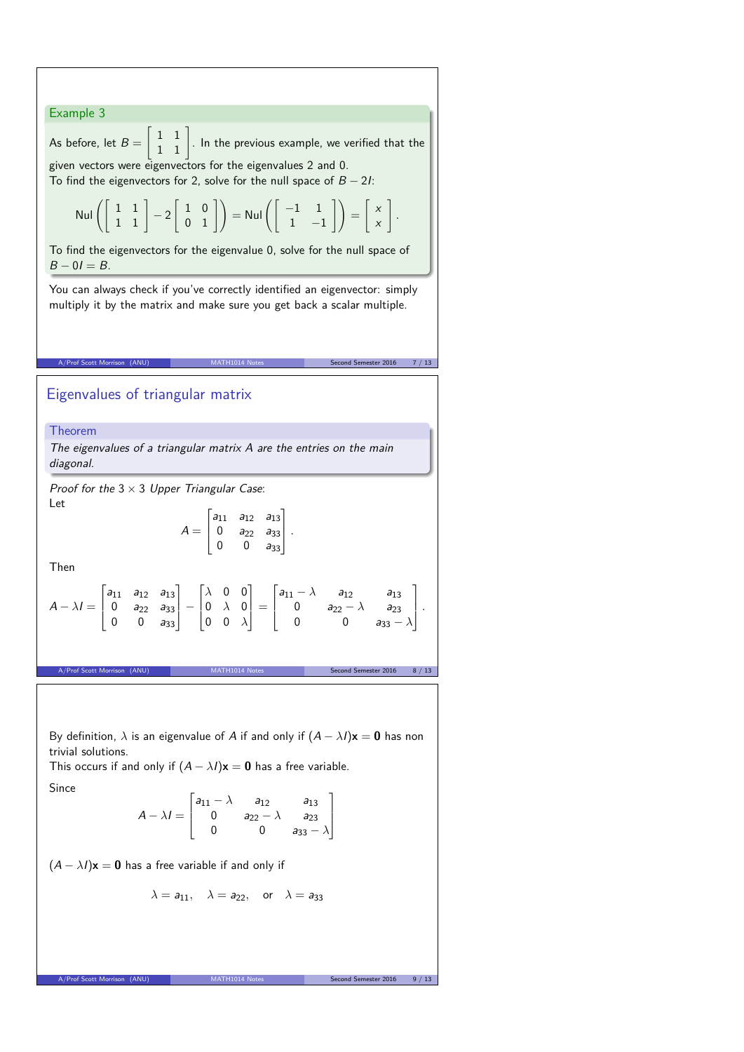### Example 3

As before, let $B = \begin{bmatrix} 1 & 1 \\ 1 & 1 \end{bmatrix}$. In the previous example, we verified that the given vectors were eigenvectors for the eigenvalues 2 and 0.

To find the eigenvectors for 2, solve for the null space of $B - 2I$:

$$\text{Nul}\left(\begin{bmatrix} 1 & 1 \\ 1 & 1 \end{bmatrix} - 2\begin{bmatrix} 1 & 0 \\ 0 & 1 \end{bmatrix}\right) = \text{Nul}\left(\begin{bmatrix} -1 & 1 \\ 1 & -1 \end{bmatrix}\right) = \begin{bmatrix} x \\ x \end{bmatrix}.$$

To find the eigenvectors for the eigenvalue 0, solve for the null space of $B - 0I = B$.

You can always check if you've correctly identified an eigenvector: simply multiply it by the matrix and make sure you get back a scalar multiple.

## Eigenvalues of triangular matrix

### Theorem

*The eigenvalues of a triangular matrix $A$ are the entries on the main diagonal.*

*Proof for the $3 \times 3$ Upper Triangular Case*:

Let

$$A = \begin{bmatrix} a_{11} & a_{12} & a_{13} \\ 0 & a_{22} & a_{33} \\ 0 & 0 & a_{33} \end{bmatrix}.$$

Then

$$A - \lambda I = \begin{bmatrix} a_{11} & a_{12} & a_{13} \\ 0 & a_{22} & a_{33} \\ 0 & 0 & a_{33} \end{bmatrix} - \begin{bmatrix} \lambda & 0 & 0 \\ 0 & \lambda & 0 \\ 0 & 0 & \lambda \end{bmatrix} = \begin{bmatrix} a_{11} - \lambda & a_{12} & a_{13} \\ 0 & a_{22} - \lambda & a_{23} \\ 0 & 0 & a_{33} - \lambda \end{bmatrix}.$$

By definition, $\lambda$ is an eigenvalue of $A$ if and only if $(A - \lambda I)\mathbf{x} = \mathbf{0}$ has non trivial solutions.

This occurs if and only if $(A - \lambda I)\mathbf{x} = \mathbf{0}$ has a free variable.

Since

$$A - \lambda I = \begin{bmatrix} a_{11} - \lambda & a_{12} & a_{13} \\ 0 & a_{22} - \lambda & a_{23} \\ 0 & 0 & a_{33} - \lambda \end{bmatrix}$$

$(A - \lambda I)\mathbf{x} = \mathbf{0}$ has a free variable if and only if

$$\lambda = a_{11}, \quad \lambda = a_{22}, \quad \text{or} \quad \lambda = a_{33}$$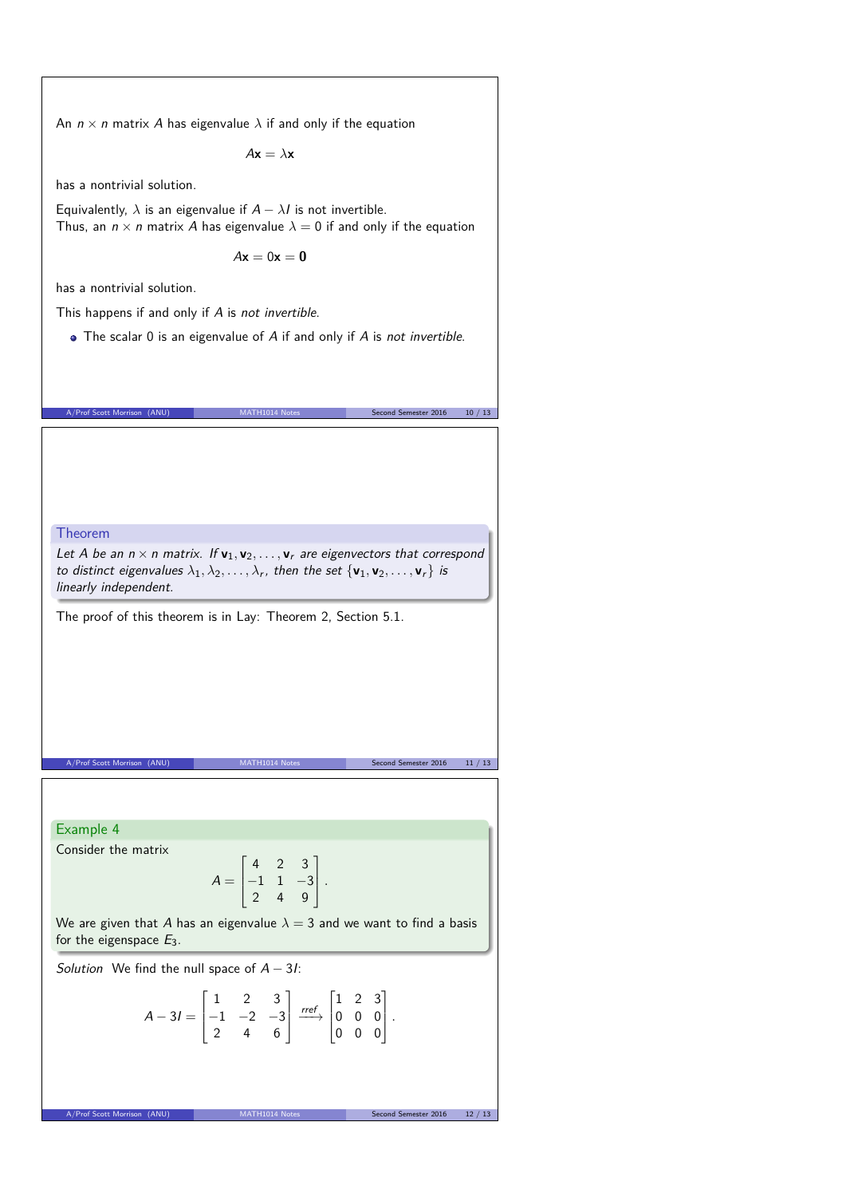An $n \times n$ matrix $A$ has eigenvalue $\lambda$ if and only if the equation

$$A\mathbf{x} = \lambda\mathbf{x}$$

has a nontrivial solution.

Equivalently, $\lambda$ is an eigenvalue if $A - \lambda I$ is not invertible.
Thus, an $n \times n$ matrix $A$ has eigenvalue $\lambda = 0$ if and only if the equation

$$A\mathbf{x} = 0\mathbf{x} = \mathbf{0}$$

has a nontrivial solution.

This happens if and only if $A$ is *not invertible*.

- The scalar 0 is an eigenvalue of $A$ if and only if $A$ is *not invertible*.

### Theorem

*Let $A$ be an $n \times n$ matrix. If $\mathbf{v}_1, \mathbf{v}_2, \ldots, \mathbf{v}_r$ are eigenvectors that correspond to distinct eigenvalues $\lambda_1, \lambda_2, \ldots, \lambda_r$, then the set $\{\mathbf{v}_1, \mathbf{v}_2, \ldots, \mathbf{v}_r\}$ is linearly independent.*

The proof of this theorem is in Lay: Theorem 2, Section 5.1.

### Example 4

Consider the matrix

$$A = \begin{bmatrix} 4 & 2 & 3 \\ -1 & 1 & -3 \\ 2 & 4 & 9 \end{bmatrix}.$$

We are given that $A$ has an eigenvalue $\lambda = 3$ and we want to find a basis for the eigenspace $E_3$.

*Solution* We find the null space of $A - 3I$:

$$A - 3I = \begin{bmatrix} 1 & 2 & 3 \\ -1 & -2 & -3 \\ 2 & 4 & 6 \end{bmatrix} \xrightarrow{rref} \begin{bmatrix} 1 & 2 & 3 \\ 0 & 0 & 0 \\ 0 & 0 & 0 \end{bmatrix}.$$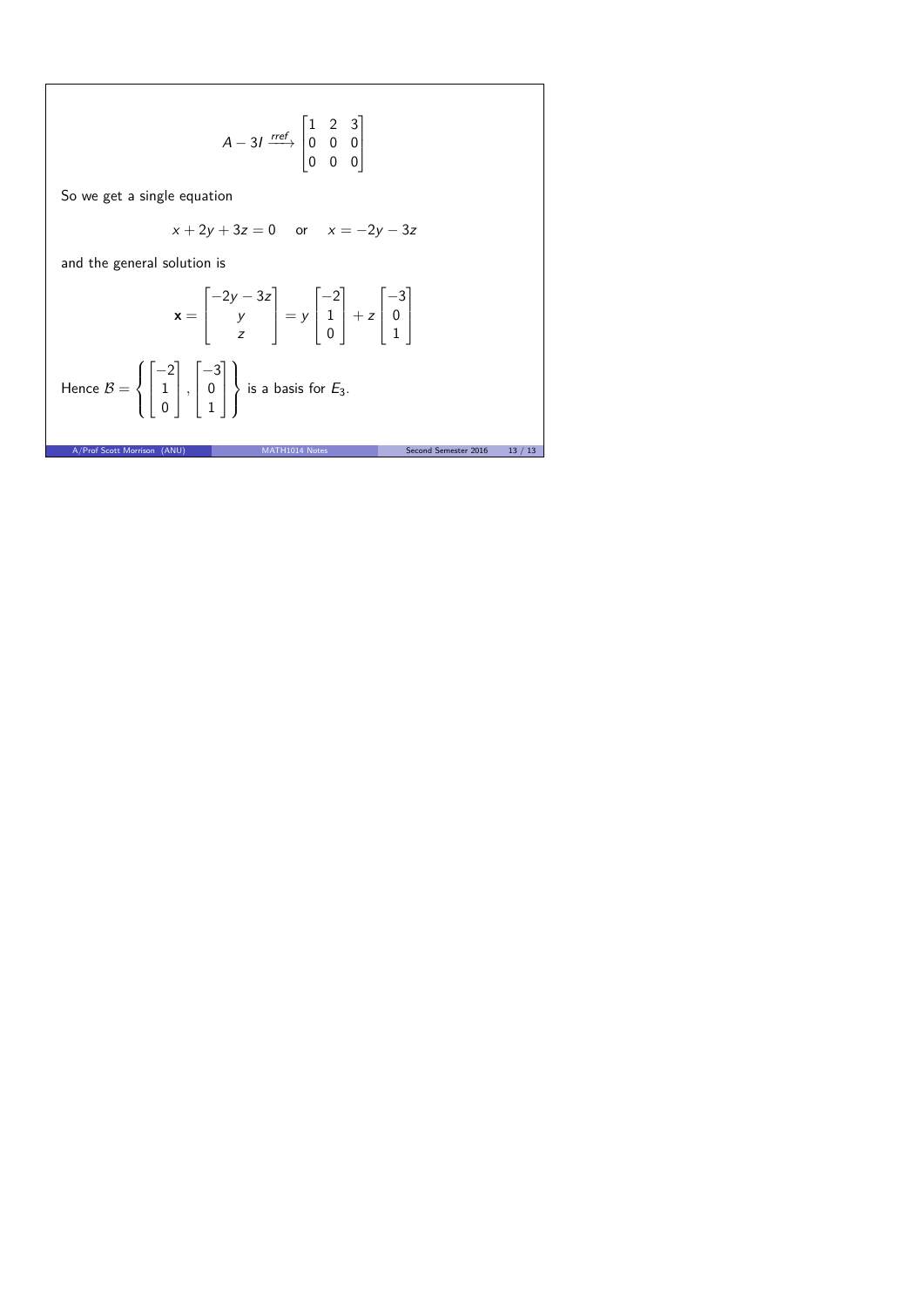$$A - 3I \xrightarrow{rref} \begin{bmatrix} 1 & 2 & 3 \\ 0 & 0 & 0 \\ 0 & 0 & 0 \end{bmatrix}$$

So we get a single equation

$$x + 2y + 3z = 0 \quad \text{or} \quad x = -2y - 3z$$

and the general solution is

$$\mathbf{x} = \begin{bmatrix} -2y - 3z \\ y \\ z \end{bmatrix} = y \begin{bmatrix} -2 \\ 1 \\ 0 \end{bmatrix} + z \begin{bmatrix} -3 \\ 0 \\ 1 \end{bmatrix}$$

Hence $\mathcal{B} = \left\{ \begin{bmatrix} -2 \\ 1 \\ 0 \end{bmatrix}, \begin{bmatrix} -3 \\ 0 \\ 1 \end{bmatrix} \right\}$ is a basis for $E_3$.